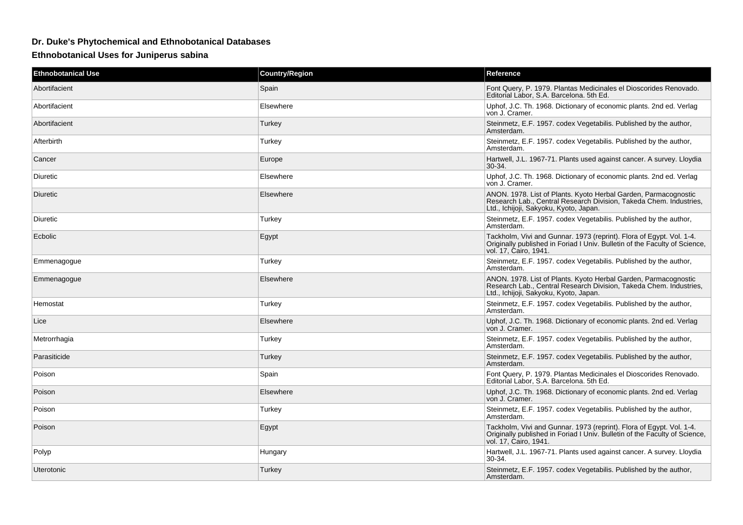# Dr. Duke's Phytochemical and Ethnobotanical Databases

## Ethnobotanical Uses for Juniperus sabina

| Ethnobotanical Use | Country/Region | Reference |
|---|---|---|
| Abortifacient | Spain | Font Query, P. 1979. Plantas Medicinales el Dioscorides Renovado. Editorial Labor, S.A. Barcelona. 5th Ed. |
| Abortifacient | Elsewhere | Uphof, J.C. Th. 1968. Dictionary of economic plants. 2nd ed. Verlag von J. Cramer. |
| Abortifacient | Turkey | Steinmetz, E.F. 1957. codex Vegetabilis. Published by the author, Amsterdam. |
| Afterbirth | Turkey | Steinmetz, E.F. 1957. codex Vegetabilis. Published by the author, Amsterdam. |
| Cancer | Europe | Hartwell, J.L. 1967-71. Plants used against cancer. A survey. Lloydia 30-34. |
| Diuretic | Elsewhere | Uphof, J.C. Th. 1968. Dictionary of economic plants. 2nd ed. Verlag von J. Cramer. |
| Diuretic | Elsewhere | ANON. 1978. List of Plants. Kyoto Herbal Garden, Parmacognostic Research Lab., Central Research Division, Takeda Chem. Industries, Ltd., Ichijoji, Sakyoku, Kyoto, Japan. |
| Diuretic | Turkey | Steinmetz, E.F. 1957. codex Vegetabilis. Published by the author, Amsterdam. |
| Ecbolic | Egypt | Tackholm, Vivi and Gunnar. 1973 (reprint). Flora of Egypt. Vol. 1-4. Originally published in Foriad I Univ. Bulletin of the Faculty of Science, vol. 17, Cairo, 1941. |
| Emmenagogue | Turkey | Steinmetz, E.F. 1957. codex Vegetabilis. Published by the author, Amsterdam. |
| Emmenagogue | Elsewhere | ANON. 1978. List of Plants. Kyoto Herbal Garden, Parmacognostic Research Lab., Central Research Division, Takeda Chem. Industries, Ltd., Ichijoji, Sakyoku, Kyoto, Japan. |
| Hemostat | Turkey | Steinmetz, E.F. 1957. codex Vegetabilis. Published by the author, Amsterdam. |
| Lice | Elsewhere | Uphof, J.C. Th. 1968. Dictionary of economic plants. 2nd ed. Verlag von J. Cramer. |
| Metrorrhagia | Turkey | Steinmetz, E.F. 1957. codex Vegetabilis. Published by the author, Amsterdam. |
| Parasiticide | Turkey | Steinmetz, E.F. 1957. codex Vegetabilis. Published by the author, Amsterdam. |
| Poison | Spain | Font Query, P. 1979. Plantas Medicinales el Dioscorides Renovado. Editorial Labor, S.A. Barcelona. 5th Ed. |
| Poison | Elsewhere | Uphof, J.C. Th. 1968. Dictionary of economic plants. 2nd ed. Verlag von J. Cramer. |
| Poison | Turkey | Steinmetz, E.F. 1957. codex Vegetabilis. Published by the author, Amsterdam. |
| Poison | Egypt | Tackholm, Vivi and Gunnar. 1973 (reprint). Flora of Egypt. Vol. 1-4. Originally published in Foriad I Univ. Bulletin of the Faculty of Science, vol. 17, Cairo, 1941. |
| Polyp | Hungary | Hartwell, J.L. 1967-71. Plants used against cancer. A survey. Lloydia 30-34. |
| Uterotonic | Turkey | Steinmetz, E.F. 1957. codex Vegetabilis. Published by the author, Amsterdam. |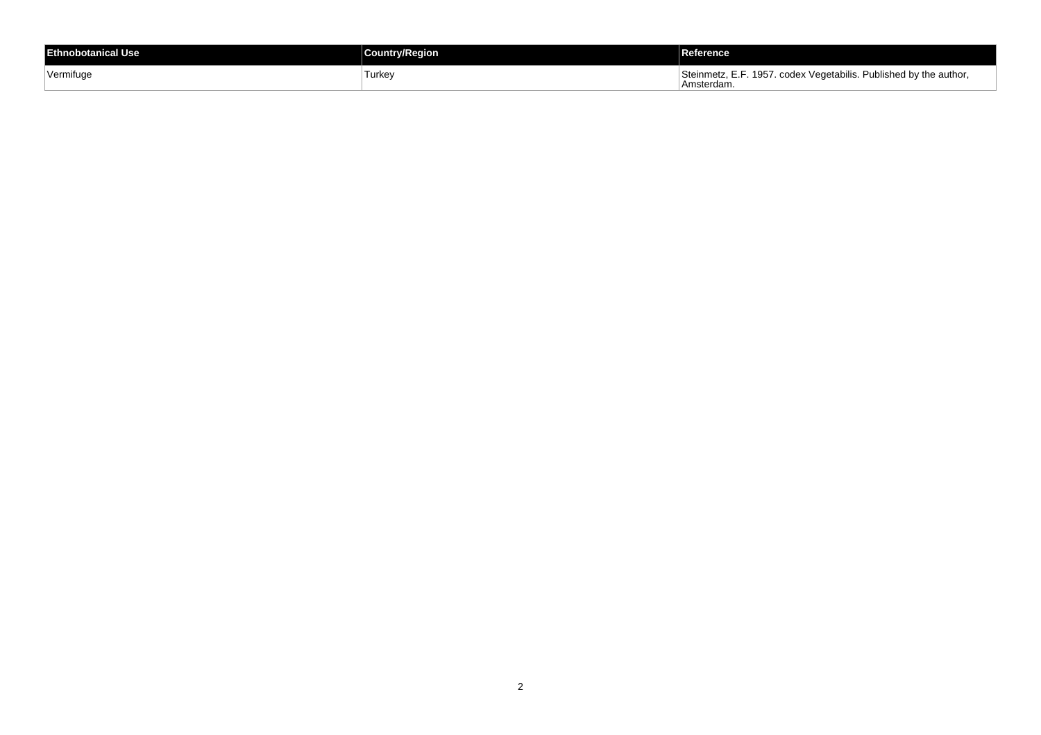| Ethnobotanical Use | Country/Region | Reference |
| --- | --- | --- |
| Vermifuge | Turkey | Steinmetz, E.F. 1957. codex Vegetabilis. Published by the author, Amsterdam. |